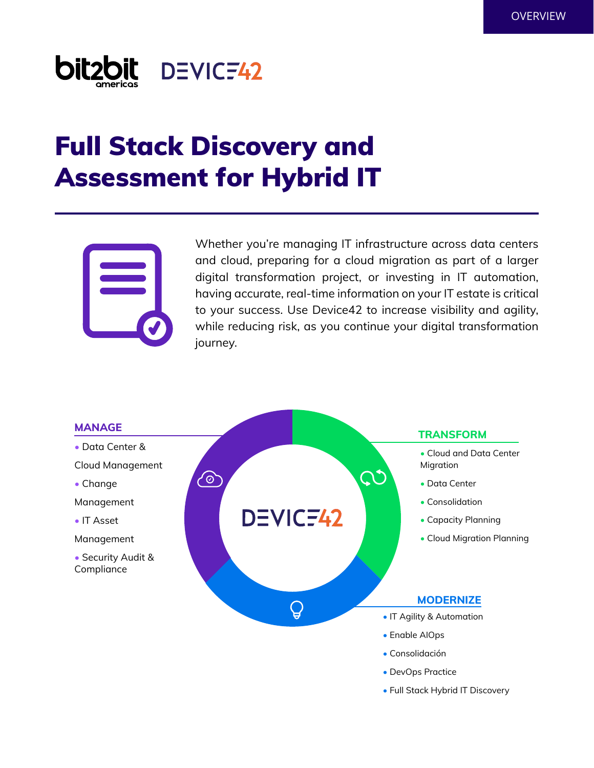OVERVIEW

# Full Stack Discovery and Assessment for Hybrid IT

Whether you're managing IT infrastructure across data centers and cloud, preparing for a cloud migration as part of a larger digital transformation project, or investing in IT automation, having accurate, real-time information on your IT estate is critical to your success. Use Device42 to increase visibility and agility, while reducing risk, as you continue your digital transformation journey.

### MANAGE

- Data Center & Cloud Management
- Change Management
- IT Asset Management
- Security Audit & Compliance

### TRANSFORM

- Cloud and Data Center Migration
- Data Center
- Consolidation
- Capacity Planning
- Cloud Migration Planning

### MODERNIZE

- IT Agility & Automation
- Enable AIOps
- Consolidación
- DevOps Practice
- Full Stack Hybrid IT Discovery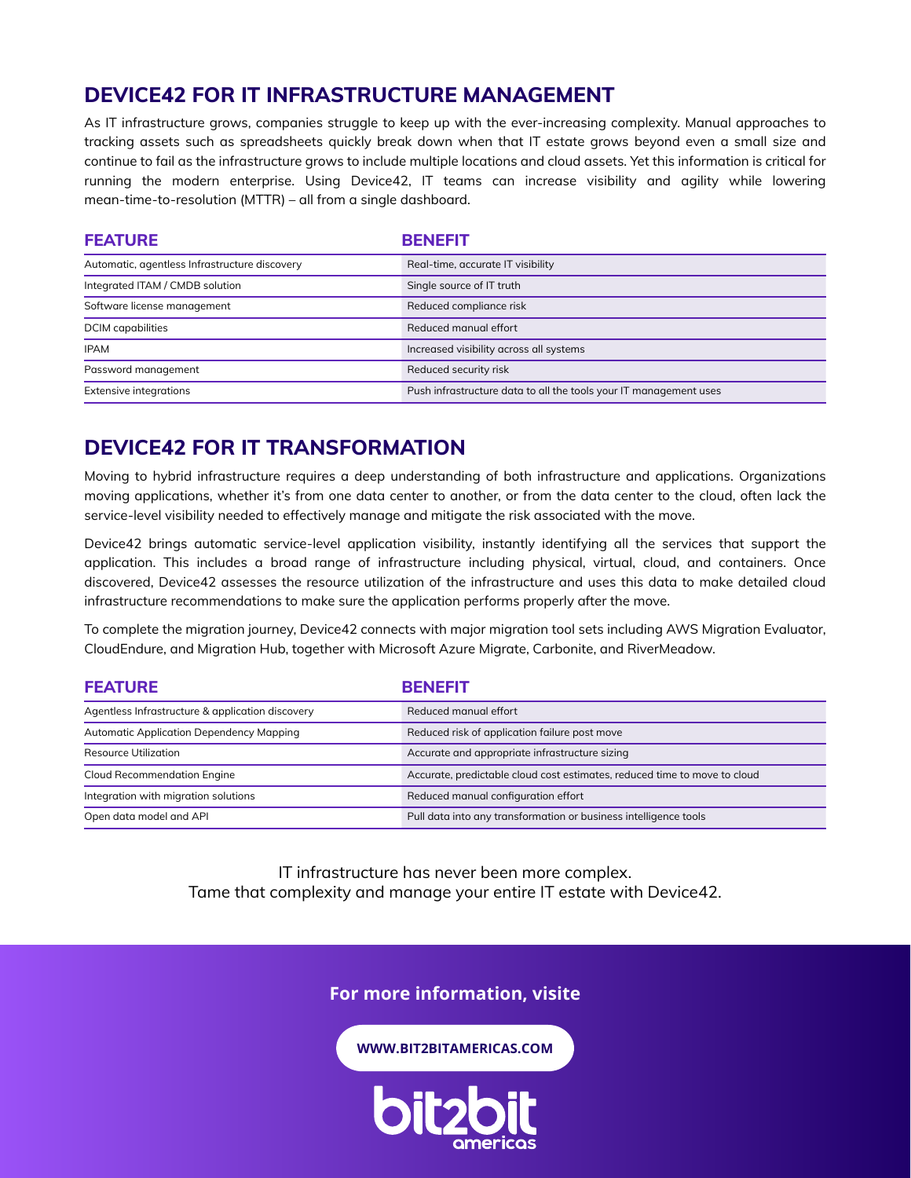## DEVICE42 FOR IT INFRASTRUCTURE MANAGEMENT

As IT infrastructure grows, companies struggle to keep up with the ever-increasing complexity. Manual approaches to tracking assets such as spreadsheets quickly break down when that IT estate grows beyond even a small size and continue to fail as the infrastructure grows to include multiple locations and cloud assets. Yet this information is critical for running the modern enterprise. Using Device42, IT teams can increase visibility and agility while lowering mean-time-to-resolution (MTTR) – all from a single dashboard.

| FEATURE | BENEFIT |
|---|---|
| Automatic, agentless Infrastructure discovery | Real-time, accurate IT visibility |
| Integrated ITAM / CMDB solution | Single source of IT truth |
| Software license management | Reduced compliance risk |
| DCIM capabilities | Reduced manual effort |
| IPAM | Increased visibility across all systems |
| Password management | Reduced security risk |
| Extensive integrations | Push infrastructure data to all the tools your IT management uses |

## DEVICE42 FOR IT TRANSFORMATION

Moving to hybrid infrastructure requires a deep understanding of both infrastructure and applications. Organizations moving applications, whether it's from one data center to another, or from the data center to the cloud, often lack the service-level visibility needed to effectively manage and mitigate the risk associated with the move.

Device42 brings automatic service-level application visibility, instantly identifying all the services that support the application. This includes a broad range of infrastructure including physical, virtual, cloud, and containers. Once discovered, Device42 assesses the resource utilization of the infrastructure and uses this data to make detailed cloud infrastructure recommendations to make sure the application performs properly after the move.

To complete the migration journey, Device42 connects with major migration tool sets including AWS Migration Evaluator, CloudEndure, and Migration Hub, together with Microsoft Azure Migrate, Carbonite, and RiverMeadow.

| FEATURE | BENEFIT |
|---|---|
| Agentless Infrastructure & application discovery | Reduced manual effort |
| Automatic Application Dependency Mapping | Reduced risk of application failure post move |
| Resource Utilization | Accurate and appropriate infrastructure sizing |
| Cloud Recommendation Engine | Accurate, predictable cloud cost estimates, reduced time to move to cloud |
| Integration with migration solutions | Reduced manual configuration effort |
| Open data model and API | Pull data into any transformation or business intelligence tools |

IT infrastructure has never been more complex.
Tame that complexity and manage your entire IT estate with Device42.

**For more information, visite**

**WWW.BIT2BITAMERICAS.COM**

bit2bit americas